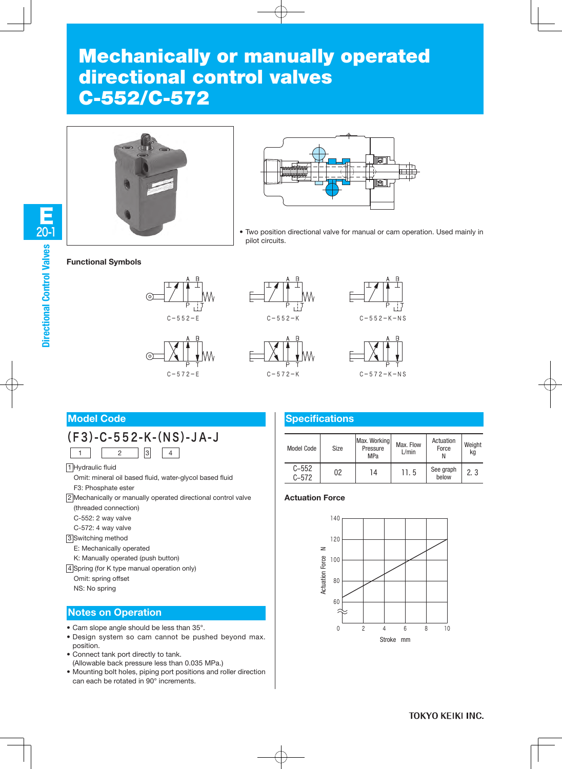# Mechanically or manually operated directional control valves C-552/C-572

• Two position directional valve for manual or cam operation. Used mainly in pilot circuits.

**Functional Symbols**

C−552−E
C−552−K
C−552−K−NS
C−572−E
C−572−K
C−572−K−NS

## Model Code

(F3)-C-552-K-(NS)-JA-J

1 | 2 | 3 | 4

1 Hydraulic fluid
Omit: mineral oil based fluid, water-glycol based fluid
F3: Phosphate ester

2 Mechanically or manually operated directional control valve (threaded connection)
C-552: 2 way valve
C-572: 4 way valve

3 Switching method
E: Mechanically operated
K: Manually operated (push button)

4 Spring (for K type manual operation only)
Omit: spring offset
NS: No spring

## Notes on Operation

- Cam slope angle should be less than 35°.
- Design system so cam cannot be pushed beyond max. position.
- Connect tank port directly to tank. (Allowable back pressure less than 0.035 MPa.)
- Mounting bolt holes, piping port positions and roller direction can each be rotated in 90° increments.

## Specifications

| Model Code | Size | Max. Working Pressure MPa | Max. Flow L/min | Actuation Force N | Weight kg |
|---|---|---|---|---|---|
| C−552<br>C−572 | 02 | 14 | 11.5 | See graph below | 2.3 |

**Actuation Force**

Actuation Force N
140
120
100
80
60
0 2 4 6 8 10
Stroke mm

TOKYO KEIKI INC.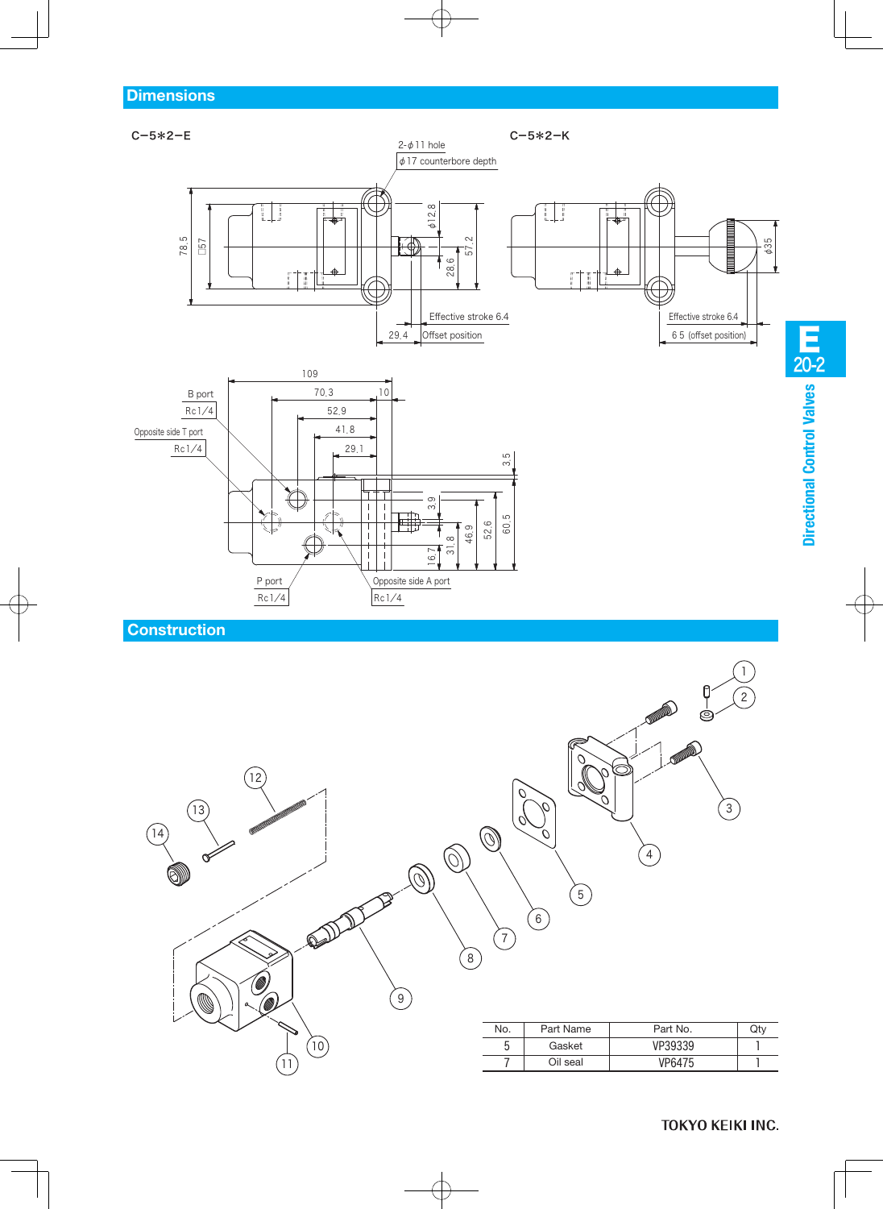## Dimensions

C−5∗2−E

2-ϕ11 hole
ϕ17 counterbore depth
78.5
□57
ϕ12.8
57.2
28.6
Effective stroke 6.4
29.4
Offset position

C−5∗2−K

ϕ35
Effective stroke 6.4
6.5 (offset position)

109
70.3
10
52.9
41.8
29.1
3.5
3.9
16.7
31.8
46.9
52.6
60.5
B port
Rc1/4
Opposite side T port
Rc1/4
P port
Rc1/4
Opposite side A port
Rc1/4

## Construction

1
2
3
4
5
6
7
8
9
10
11
12
13
14

| No. | Part Name | Part No. | Qty |
|---|---|---|---|
| 5 | Gasket | VP39339 | 1 |
| 7 | Oil seal | VP6475 | 1 |

E 20-2
Directional Control Valves

TOKYO KEIKI INC.